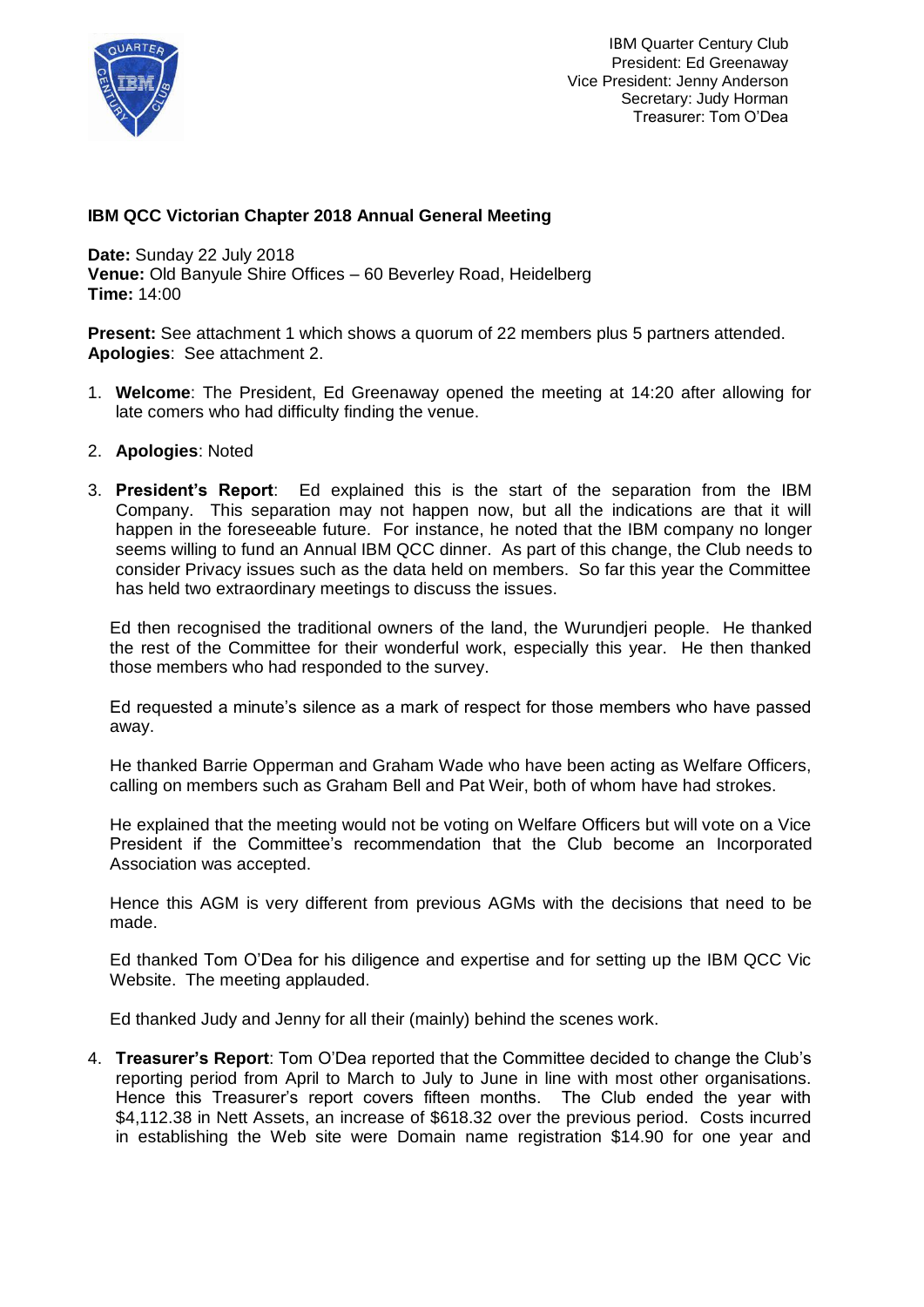IBM Quarter Century Club
President: Ed Greenaway
Vice President: Jenny Anderson
Secretary: Judy Horman
Treasurer: Tom O'Dea

**IBM QCC Victorian Chapter 2018 Annual General Meeting**

**Date:** Sunday 22 July 2018
**Venue:** Old Banyule Shire Offices – 60 Beverley Road, Heidelberg
**Time:** 14:00

**Present:** See attachment 1 which shows a quorum of 22 members plus 5 partners attended.
**Apologies**: See attachment 2.

1. **Welcome**: The President, Ed Greenaway opened the meeting at 14:20 after allowing for late comers who had difficulty finding the venue.

2. **Apologies**: Noted

3. **President's Report**: Ed explained this is the start of the separation from the IBM Company. This separation may not happen now, but all the indications are that it will happen in the foreseeable future. For instance, he noted that the IBM company no longer seems willing to fund an Annual IBM QCC dinner. As part of this change, the Club needs to consider Privacy issues such as the data held on members. So far this year the Committee has held two extraordinary meetings to discuss the issues.

   Ed then recognised the traditional owners of the land, the Wurundjeri people. He thanked the rest of the Committee for their wonderful work, especially this year. He then thanked those members who had responded to the survey.

   Ed requested a minute's silence as a mark of respect for those members who have passed away.

   He thanked Barrie Opperman and Graham Wade who have been acting as Welfare Officers, calling on members such as Graham Bell and Pat Weir, both of whom have had strokes.

   He explained that the meeting would not be voting on Welfare Officers but will vote on a Vice President if the Committee's recommendation that the Club become an Incorporated Association was accepted.

   Hence this AGM is very different from previous AGMs with the decisions that need to be made.

   Ed thanked Tom O'Dea for his diligence and expertise and for setting up the IBM QCC Vic Website. The meeting applauded.

   Ed thanked Judy and Jenny for all their (mainly) behind the scenes work.

4. **Treasurer's Report**: Tom O'Dea reported that the Committee decided to change the Club's reporting period from April to March to July to June in line with most other organisations. Hence this Treasurer's report covers fifteen months. The Club ended the year with $4,112.38 in Nett Assets, an increase of $618.32 over the previous period. Costs incurred in establishing the Web site were Domain name registration $14.90 for one year and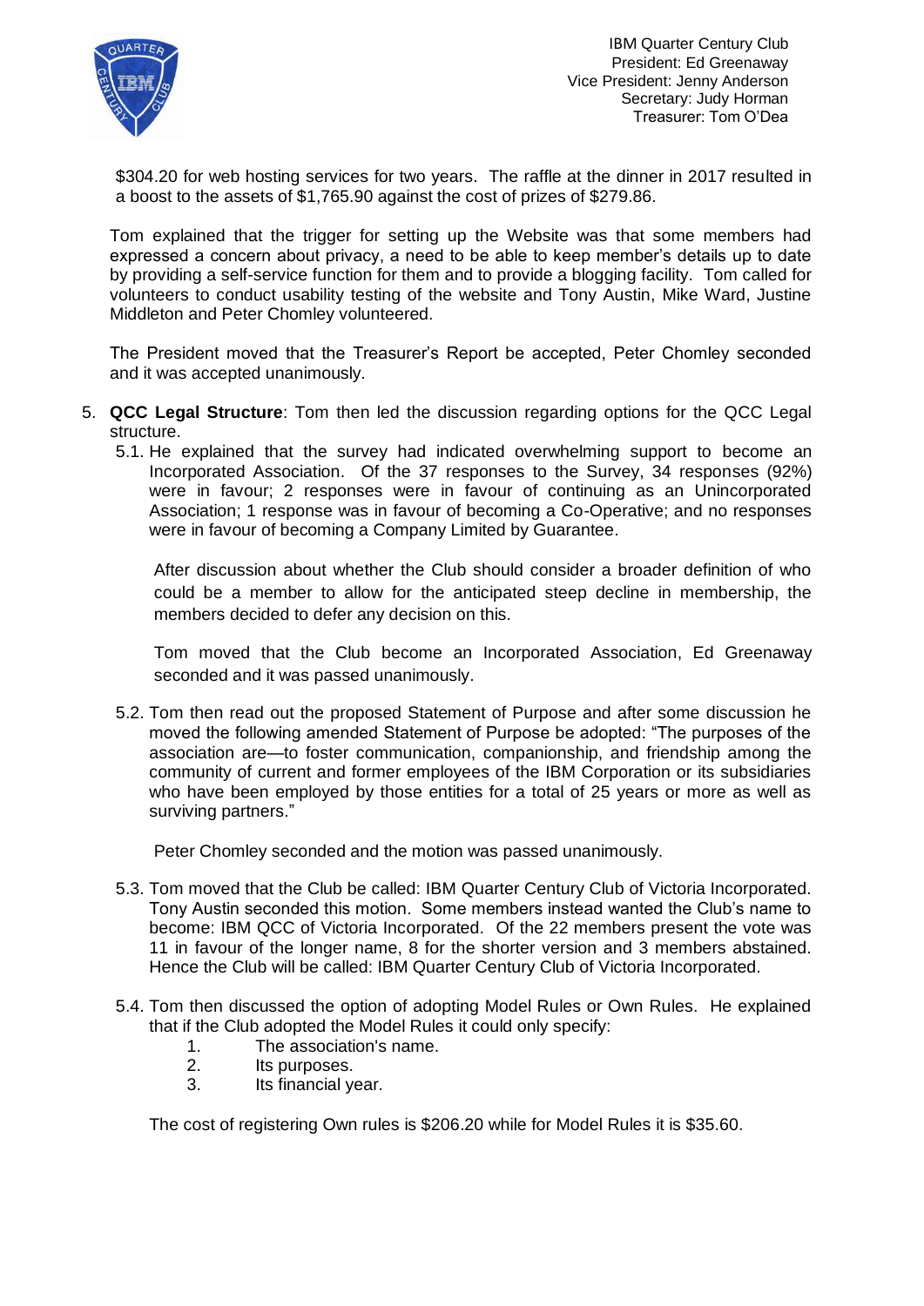$304.20 for web hosting services for two years. The raffle at the dinner in 2017 resulted in a boost to the assets of $1,765.90 against the cost of prizes of $279.86.

Tom explained that the trigger for setting up the Website was that some members had expressed a concern about privacy, a need to be able to keep member's details up to date by providing a self-service function for them and to provide a blogging facility. Tom called for volunteers to conduct usability testing of the website and Tony Austin, Mike Ward, Justine Middleton and Peter Chomley volunteered.

The President moved that the Treasurer's Report be accepted, Peter Chomley seconded and it was accepted unanimously.

5. **QCC Legal Structure**: Tom then led the discussion regarding options for the QCC Legal structure.
   5.1. He explained that the survey had indicated overwhelming support to become an Incorporated Association. Of the 37 responses to the Survey, 34 responses (92%) were in favour; 2 responses were in favour of continuing as an Unincorporated Association; 1 response was in favour of becoming a Co-Operative; and no responses were in favour of becoming a Company Limited by Guarantee.

   After discussion about whether the Club should consider a broader definition of who could be a member to allow for the anticipated steep decline in membership, the members decided to defer any decision on this.

   Tom moved that the Club become an Incorporated Association, Ed Greenaway seconded and it was passed unanimously.

   5.2. Tom then read out the proposed Statement of Purpose and after some discussion he moved the following amended Statement of Purpose be adopted: "The purposes of the association are—to foster communication, companionship, and friendship among the community of current and former employees of the IBM Corporation or its subsidiaries who have been employed by those entities for a total of 25 years or more as well as surviving partners."

   Peter Chomley seconded and the motion was passed unanimously.

   5.3. Tom moved that the Club be called: IBM Quarter Century Club of Victoria Incorporated. Tony Austin seconded this motion. Some members instead wanted the Club's name to become: IBM QCC of Victoria Incorporated. Of the 22 members present the vote was 11 in favour of the longer name, 8 for the shorter version and 3 members abstained. Hence the Club will be called: IBM Quarter Century Club of Victoria Incorporated.

   5.4. Tom then discussed the option of adopting Model Rules or Own Rules. He explained that if the Club adopted the Model Rules it could only specify:
      1. The association's name.
      2. Its purposes.
      3. Its financial year.

   The cost of registering Own rules is $206.20 while for Model Rules it is $35.60.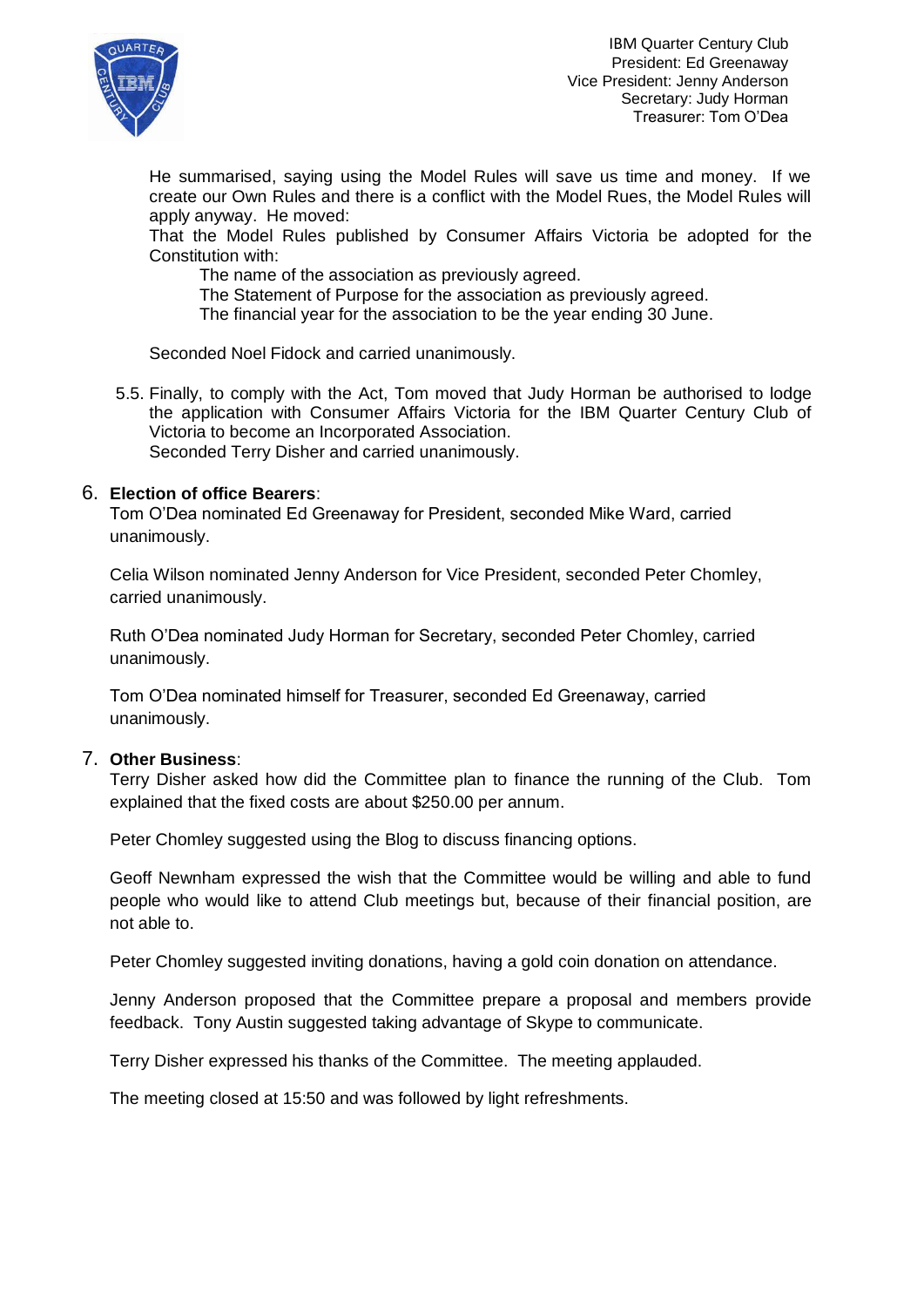He summarised, saying using the Model Rules will save us time and money. If we create our Own Rules and there is a conflict with the Model Rues, the Model Rules will apply anyway. He moved:

That the Model Rules published by Consumer Affairs Victoria be adopted for the Constitution with:

The name of the association as previously agreed.
The Statement of Purpose for the association as previously agreed.
The financial year for the association to be the year ending 30 June.

Seconded Noel Fidock and carried unanimously.

5.5. Finally, to comply with the Act, Tom moved that Judy Horman be authorised to lodge the application with Consumer Affairs Victoria for the IBM Quarter Century Club of Victoria to become an Incorporated Association.
Seconded Terry Disher and carried unanimously.

6. **Election of office Bearers**:

Tom O'Dea nominated Ed Greenaway for President, seconded Mike Ward, carried unanimously.

Celia Wilson nominated Jenny Anderson for Vice President, seconded Peter Chomley, carried unanimously.

Ruth O'Dea nominated Judy Horman for Secretary, seconded Peter Chomley, carried unanimously.

Tom O'Dea nominated himself for Treasurer, seconded Ed Greenaway, carried unanimously.

7. **Other Business**:

Terry Disher asked how did the Committee plan to finance the running of the Club. Tom explained that the fixed costs are about $250.00 per annum.

Peter Chomley suggested using the Blog to discuss financing options.

Geoff Newnham expressed the wish that the Committee would be willing and able to fund people who would like to attend Club meetings but, because of their financial position, are not able to.

Peter Chomley suggested inviting donations, having a gold coin donation on attendance.

Jenny Anderson proposed that the Committee prepare a proposal and members provide feedback. Tony Austin suggested taking advantage of Skype to communicate.

Terry Disher expressed his thanks of the Committee. The meeting applauded.

The meeting closed at 15:50 and was followed by light refreshments.